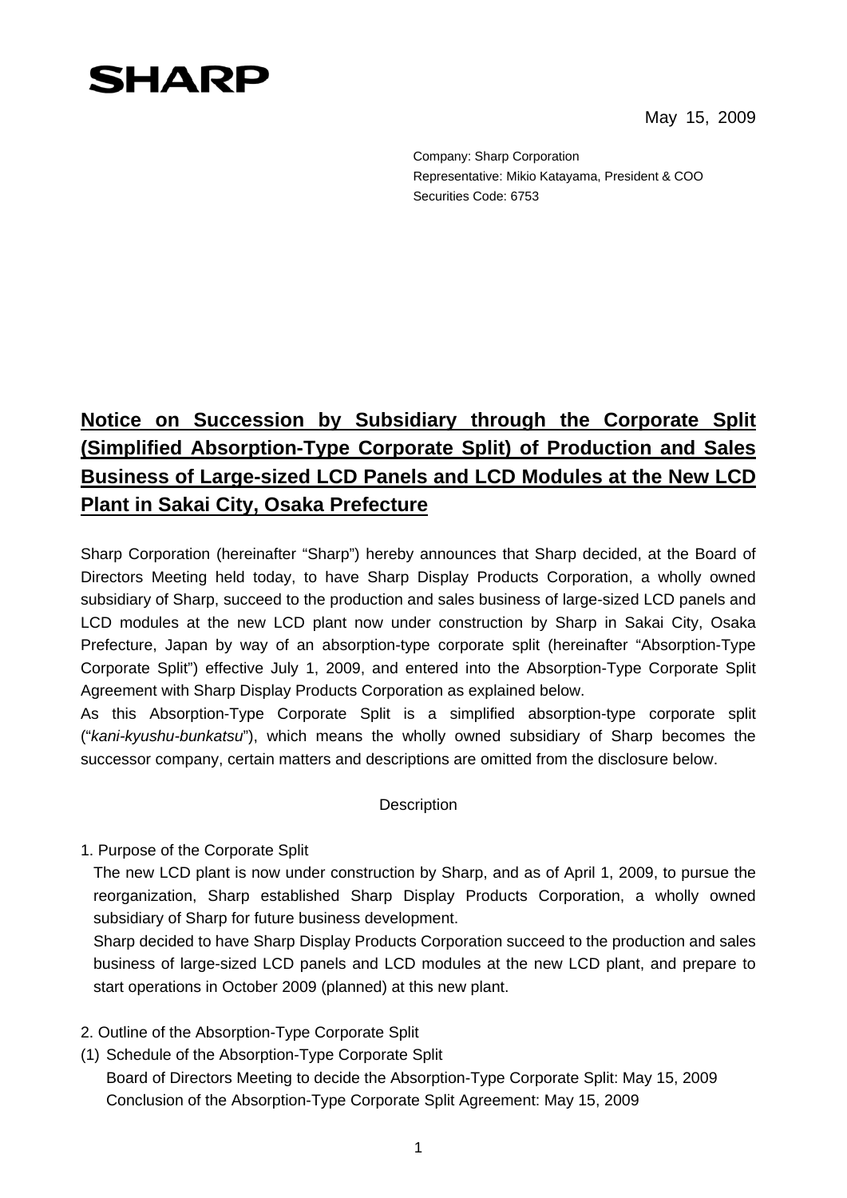SHARP

May 15, 2009

Company: Sharp Corporation
Representative: Mikio Katayama, President & COO
Securities Code: 6753

# Notice on Succession by Subsidiary through the Corporate Split (Simplified Absorption-Type Corporate Split) of Production and Sales Business of Large-sized LCD Panels and LCD Modules at the New LCD Plant in Sakai City, Osaka Prefecture

Sharp Corporation (hereinafter "Sharp") hereby announces that Sharp decided, at the Board of Directors Meeting held today, to have Sharp Display Products Corporation, a wholly owned subsidiary of Sharp, succeed to the production and sales business of large-sized LCD panels and LCD modules at the new LCD plant now under construction by Sharp in Sakai City, Osaka Prefecture, Japan by way of an absorption-type corporate split (hereinafter "Absorption-Type Corporate Split") effective July 1, 2009, and entered into the Absorption-Type Corporate Split Agreement with Sharp Display Products Corporation as explained below.
As this Absorption-Type Corporate Split is a simplified absorption-type corporate split ("*kani-kyushu-bunkatsu*"), which means the wholly owned subsidiary of Sharp becomes the successor company, certain matters and descriptions are omitted from the disclosure below.

Description

1. Purpose of the Corporate Split

The new LCD plant is now under construction by Sharp, and as of April 1, 2009, to pursue the reorganization, Sharp established Sharp Display Products Corporation, a wholly owned subsidiary of Sharp for future business development.
Sharp decided to have Sharp Display Products Corporation succeed to the production and sales business of large-sized LCD panels and LCD modules at the new LCD plant, and prepare to start operations in October 2009 (planned) at this new plant.

2. Outline of the Absorption-Type Corporate Split

(1) Schedule of the Absorption-Type Corporate Split

Board of Directors Meeting to decide the Absorption-Type Corporate Split: May 15, 2009
Conclusion of the Absorption-Type Corporate Split Agreement: May 15, 2009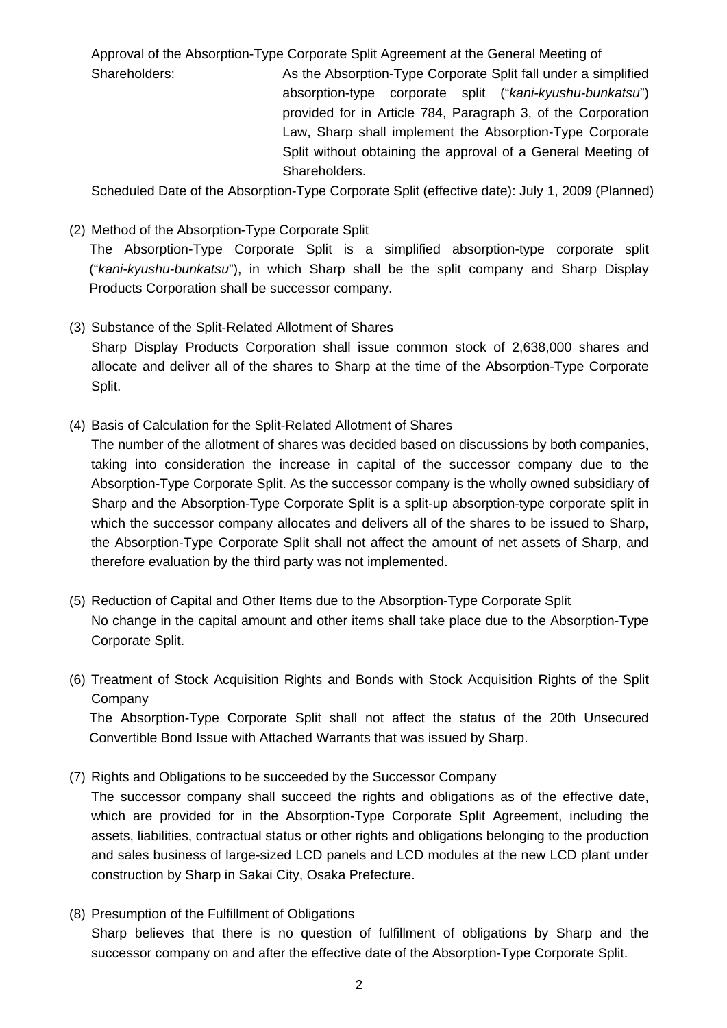Approval of the Absorption-Type Corporate Split Agreement at the General Meeting of Shareholders: As the Absorption-Type Corporate Split fall under a simplified absorption-type corporate split ("*kani-kyushu-bunkatsu*") provided for in Article 784, Paragraph 3, of the Corporation Law, Sharp shall implement the Absorption-Type Corporate Split without obtaining the approval of a General Meeting of Shareholders.

Scheduled Date of the Absorption-Type Corporate Split (effective date): July 1, 2009 (Planned)

(2) Method of the Absorption-Type Corporate Split

The Absorption-Type Corporate Split is a simplified absorption-type corporate split ("*kani-kyushu-bunkatsu*"), in which Sharp shall be the split company and Sharp Display Products Corporation shall be successor company.

(3) Substance of the Split-Related Allotment of Shares

Sharp Display Products Corporation shall issue common stock of 2,638,000 shares and allocate and deliver all of the shares to Sharp at the time of the Absorption-Type Corporate Split.

(4) Basis of Calculation for the Split-Related Allotment of Shares

The number of the allotment of shares was decided based on discussions by both companies, taking into consideration the increase in capital of the successor company due to the Absorption-Type Corporate Split. As the successor company is the wholly owned subsidiary of Sharp and the Absorption-Type Corporate Split is a split-up absorption-type corporate split in which the successor company allocates and delivers all of the shares to be issued to Sharp, the Absorption-Type Corporate Split shall not affect the amount of net assets of Sharp, and therefore evaluation by the third party was not implemented.

(5) Reduction of Capital and Other Items due to the Absorption-Type Corporate Split

No change in the capital amount and other items shall take place due to the Absorption-Type Corporate Split.

(6) Treatment of Stock Acquisition Rights and Bonds with Stock Acquisition Rights of the Split Company

The Absorption-Type Corporate Split shall not affect the status of the 20th Unsecured Convertible Bond Issue with Attached Warrants that was issued by Sharp.

(7) Rights and Obligations to be succeeded by the Successor Company

The successor company shall succeed the rights and obligations as of the effective date, which are provided for in the Absorption-Type Corporate Split Agreement, including the assets, liabilities, contractual status or other rights and obligations belonging to the production and sales business of large-sized LCD panels and LCD modules at the new LCD plant under construction by Sharp in Sakai City, Osaka Prefecture.

(8) Presumption of the Fulfillment of Obligations

Sharp believes that there is no question of fulfillment of obligations by Sharp and the successor company on and after the effective date of the Absorption-Type Corporate Split.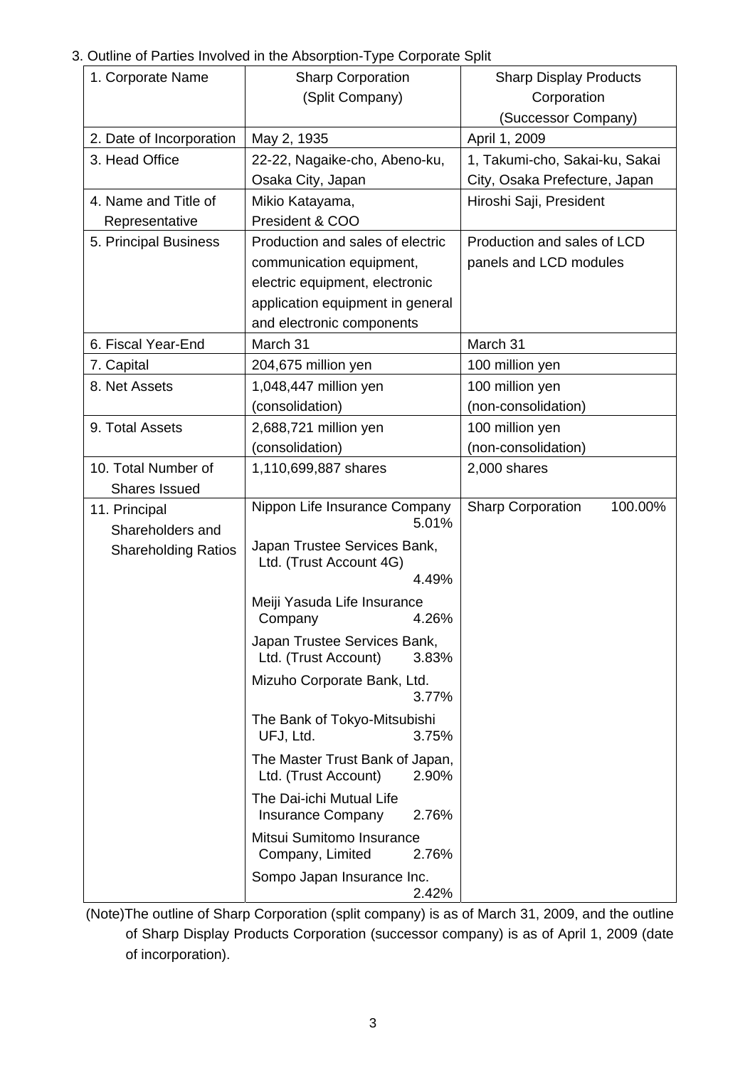3. Outline of Parties Involved in the Absorption-Type Corporate Split

| 1. Corporate Name | Sharp Corporation (Split Company) | Sharp Display Products Corporation (Successor Company) |
|---|---|---|
| 2. Date of Incorporation | May 2, 1935 | April 1, 2009 |
| 3. Head Office | 22-22, Nagaike-cho, Abeno-ku, Osaka City, Japan | 1, Takumi-cho, Sakai-ku, Sakai City, Osaka Prefecture, Japan |
| 4. Name and Title of Representative | Mikio Katayama, President & COO | Hiroshi Saji, President |
| 5. Principal Business | Production and sales of electric communication equipment, electric equipment, electronic application equipment in general and electronic components | Production and sales of LCD panels and LCD modules |
| 6. Fiscal Year-End | March 31 | March 31 |
| 7. Capital | 204,675 million yen | 100 million yen |
| 8. Net Assets | 1,048,447 million yen (consolidation) | 100 million yen (non-consolidation) |
| 9. Total Assets | 2,688,721 million yen (consolidation) | 100 million yen (non-consolidation) |
| 10. Total Number of Shares Issued | 1,110,699,887 shares | 2,000 shares |
| 11. Principal Shareholders and Shareholding Ratios | Nippon Life Insurance Company 5.01%<br>Japan Trustee Services Bank, Ltd. (Trust Account 4G) 4.49%<br>Meiji Yasuda Life Insurance Company 4.26%<br>Japan Trustee Services Bank, Ltd. (Trust Account) 3.83%<br>Mizuho Corporate Bank, Ltd. 3.77%<br>The Bank of Tokyo-Mitsubishi UFJ, Ltd. 3.75%<br>The Master Trust Bank of Japan, Ltd. (Trust Account) 2.90%<br>The Dai-ichi Mutual Life Insurance Company 2.76%<br>Mitsui Sumitomo Insurance Company, Limited 2.76%<br>Sompo Japan Insurance Inc. 2.42% | Sharp Corporation 100.00% |

(Note)The outline of Sharp Corporation (split company) is as of March 31, 2009, and the outline of Sharp Display Products Corporation (successor company) is as of April 1, 2009 (date of incorporation).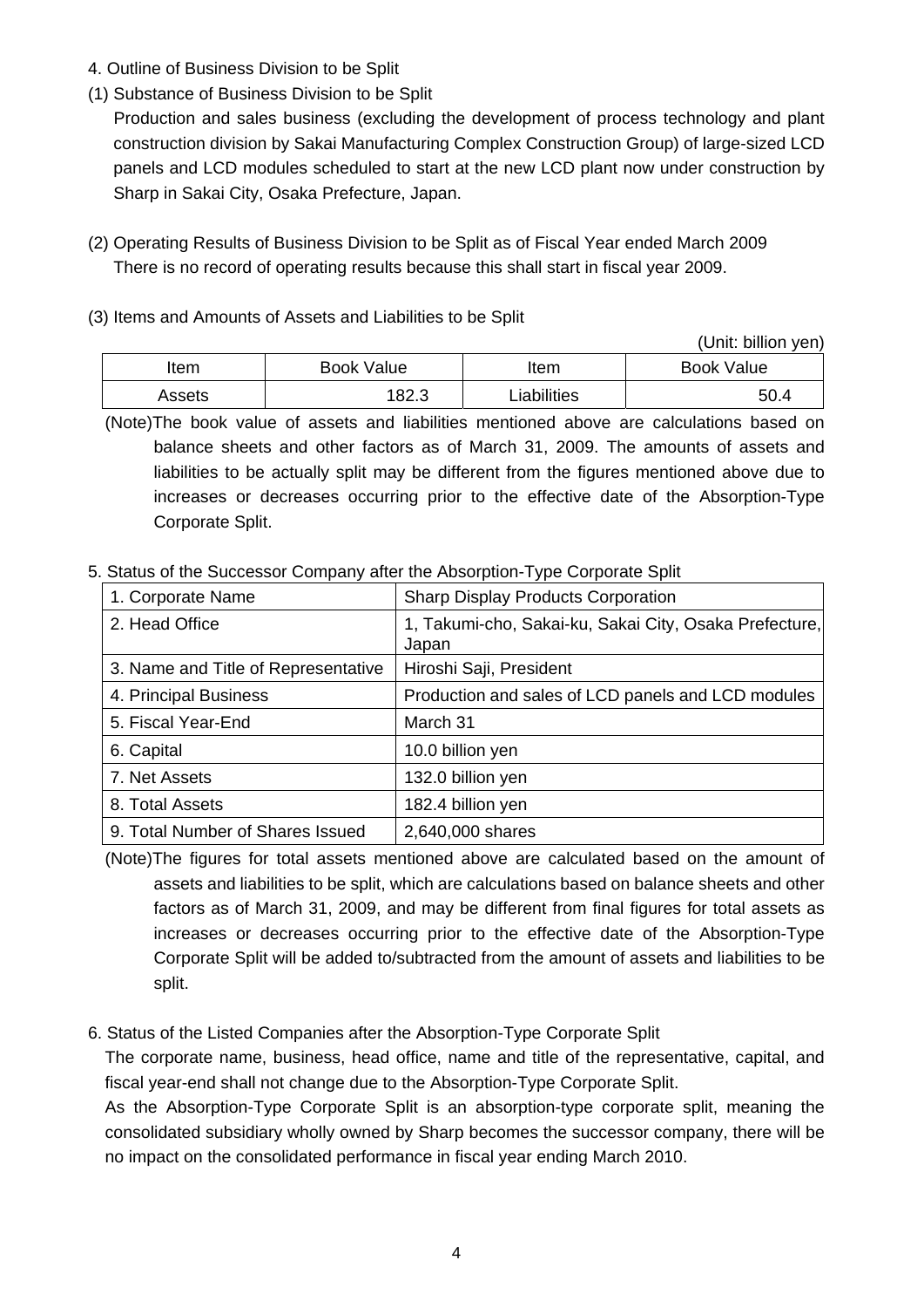4. Outline of Business Division to be Split

(1) Substance of Business Division to be Split

Production and sales business (excluding the development of process technology and plant construction division by Sakai Manufacturing Complex Construction Group) of large-sized LCD panels and LCD modules scheduled to start at the new LCD plant now under construction by Sharp in Sakai City, Osaka Prefecture, Japan.

(2) Operating Results of Business Division to be Split as of Fiscal Year ended March 2009

There is no record of operating results because this shall start in fiscal year 2009.

(3) Items and Amounts of Assets and Liabilities to be Split

(Unit: billion yen)

| Item | Book Value | Item | Book Value |
|---|---|---|---|
| Assets | 182.3 | Liabilities | 50.4 |

(Note)The book value of assets and liabilities mentioned above are calculations based on balance sheets and other factors as of March 31, 2009. The amounts of assets and liabilities to be actually split may be different from the figures mentioned above due to increases or decreases occurring prior to the effective date of the Absorption-Type Corporate Split.

5. Status of the Successor Company after the Absorption-Type Corporate Split

| | |
|---|---|
| 1. Corporate Name | Sharp Display Products Corporation |
| 2. Head Office | 1, Takumi-cho, Sakai-ku, Sakai City, Osaka Prefecture, Japan |
| 3. Name and Title of Representative | Hiroshi Saji, President |
| 4. Principal Business | Production and sales of LCD panels and LCD modules |
| 5. Fiscal Year-End | March 31 |
| 6. Capital | 10.0 billion yen |
| 7. Net Assets | 132.0 billion yen |
| 8. Total Assets | 182.4 billion yen |
| 9. Total Number of Shares Issued | 2,640,000 shares |

(Note)The figures for total assets mentioned above are calculated based on the amount of assets and liabilities to be split, which are calculations based on balance sheets and other factors as of March 31, 2009, and may be different from final figures for total assets as increases or decreases occurring prior to the effective date of the Absorption-Type Corporate Split will be added to/subtracted from the amount of assets and liabilities to be split.

6. Status of the Listed Companies after the Absorption-Type Corporate Split

The corporate name, business, head office, name and title of the representative, capital, and fiscal year-end shall not change due to the Absorption-Type Corporate Split.

As the Absorption-Type Corporate Split is an absorption-type corporate split, meaning the consolidated subsidiary wholly owned by Sharp becomes the successor company, there will be no impact on the consolidated performance in fiscal year ending March 2010.